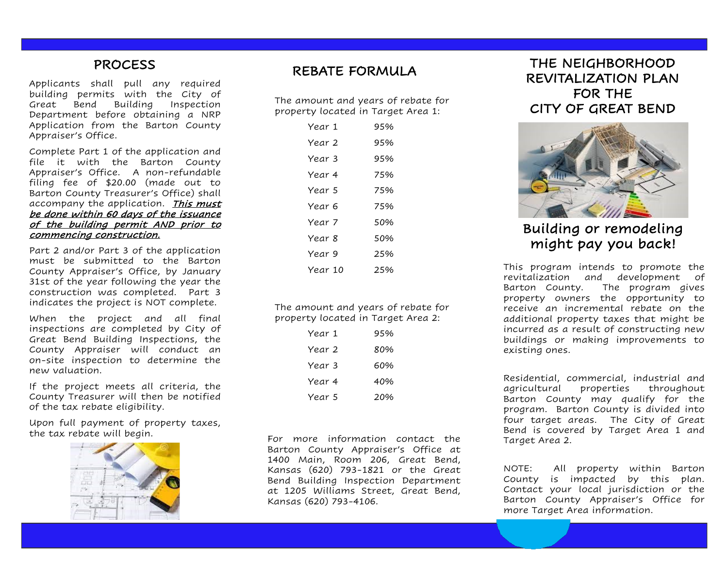## PROCESS

Applicants shall pull any required building permits with the City of Great Bend Building Inspection Department before obtaining a NRP Application from the Barton County Appraiser's Office.

Complete Part 1 of the application and file it with the Barton County Appraiser's Office. A non-refundable filing fee of $20.00 (made out to Barton County Treasurer's Office) shall accompany the application. ***This must be done within 60 days of the issuance of the building permit AND prior to commencing construction.***

Part 2 and/or Part 3 of the application must be submitted to the Barton County Appraiser's Office, by January 31st of the year following the year the construction was completed. Part 3 indicates the project is NOT complete.

When the project and all final inspections are completed by City of Great Bend Building Inspections, the County Appraiser will conduct an on-site inspection to determine the new valuation.

If the project meets all criteria, the County Treasurer will then be notified of the tax rebate eligibility.

Upon full payment of property taxes, the tax rebate will begin.

## REBATE FORMULA

The amount and years of rebate for property located in Target Area 1:

| Year | Rebate |
|---|---|
| Year 1 | 95% |
| Year 2 | 95% |
| Year 3 | 95% |
| Year 4 | 75% |
| Year 5 | 75% |
| Year 6 | 75% |
| Year 7 | 50% |
| Year 8 | 50% |
| Year 9 | 25% |
| Year 10 | 25% |

The amount and years of rebate for property located in Target Area 2:

| Year | Rebate |
|---|---|
| Year 1 | 95% |
| Year 2 | 80% |
| Year 3 | 60% |
| Year 4 | 40% |
| Year 5 | 20% |

For more information contact the Barton County Appraiser's Office at 1400 Main, Room 206, Great Bend, Kansas (620) 793-1821 or the Great Bend Building Inspection Department at 1205 Williams Street, Great Bend, Kansas (620) 793-4106.

# THE NEIGHBORHOOD REVITALIZATION PLAN FOR THE CITY OF GREAT BEND

## Building or remodeling might pay you back!

This program intends to promote the revitalization and development of Barton County. The program gives property owners the opportunity to receive an incremental rebate on the additional property taxes that might be incurred as a result of constructing new buildings or making improvements to existing ones.

Residential, commercial, industrial and agricultural properties throughout Barton County may qualify for the program. Barton County is divided into four target areas. The City of Great Bend is covered by Target Area 1 and Target Area 2.

NOTE: All property within Barton County is impacted by this plan. Contact your local jurisdiction or the Barton County Appraiser's Office for more Target Area information.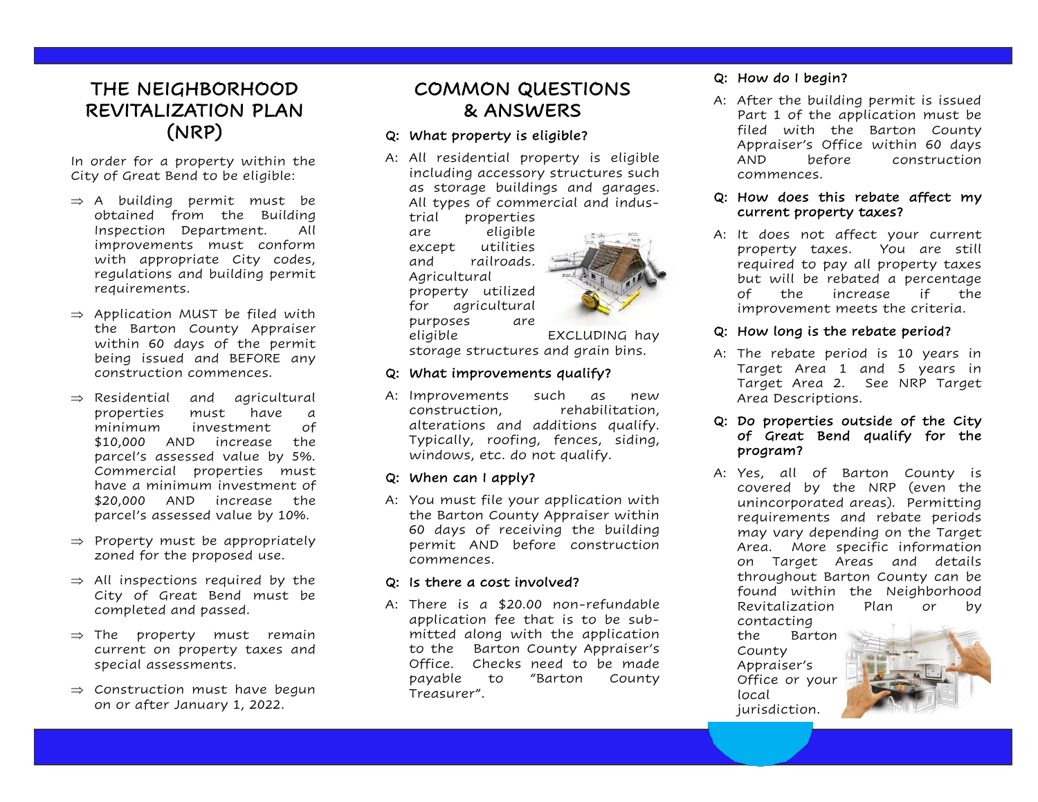# THE NEIGHBORHOOD REVITALIZATION PLAN (NRP)

In order for a property within the City of Great Bend to be eligible:

- A building permit must be obtained from the Building Inspection Department. All improvements must conform with appropriate City codes, regulations and building permit requirements.
- Application MUST be filed with the Barton County Appraiser within 60 days of the permit being issued and BEFORE any construction commences.
- Residential and agricultural properties must have a minimum investment of $10,000 AND increase the parcel's assessed value by 5%. Commercial properties must have a minimum investment of $20,000 AND increase the parcel's assessed value by 10%.
- Property must be appropriately zoned for the proposed use.
- All inspections required by the City of Great Bend must be completed and passed.
- The property must remain current on property taxes and special assessments.
- Construction must have begun on or after January 1, 2022.

# COMMON QUESTIONS & ANSWERS

**Q: What property is eligible?**

A: All residential property is eligible including accessory structures such as storage buildings and garages. All types of commercial and industrial properties are eligible except utilities and railroads. Agricultural property utilized for agricultural purposes are eligible EXCLUDING hay storage structures and grain bins.

**Q: What improvements qualify?**

A: Improvements such as new construction, rehabilitation, alterations and additions qualify. Typically, roofing, fences, siding, windows, etc. do not qualify.

**Q: When can I apply?**

A: You must file your application with the Barton County Appraiser within 60 days of receiving the building permit AND before construction commences.

**Q: Is there a cost involved?**

A: There is a $20.00 non-refundable application fee that is to be submitted along with the application to the Barton County Appraiser's Office. Checks need to be made payable to "Barton County Treasurer".

**Q: How do I begin?**

A: After the building permit is issued Part 1 of the application must be filed with the Barton County Appraiser's Office within 60 days AND before construction commences.

**Q: How does this rebate affect my current property taxes?**

A: It does not affect your current property taxes. You are still required to pay all property taxes but will be rebated a percentage of the increase if the improvement meets the criteria.

**Q: How long is the rebate period?**

A: The rebate period is 10 years in Target Area 1 and 5 years in Target Area 2. See NRP Target Area Descriptions.

**Q: Do properties outside of the City of Great Bend qualify for the program?**

A: Yes, all of Barton County is covered by the NRP (even the unincorporated areas). Permitting requirements and rebate periods may vary depending on the Target Area. More specific information on Target Areas and details throughout Barton County can be found within the Neighborhood Revitalization Plan or by contacting the Barton County Appraiser's Office or your local jurisdiction.